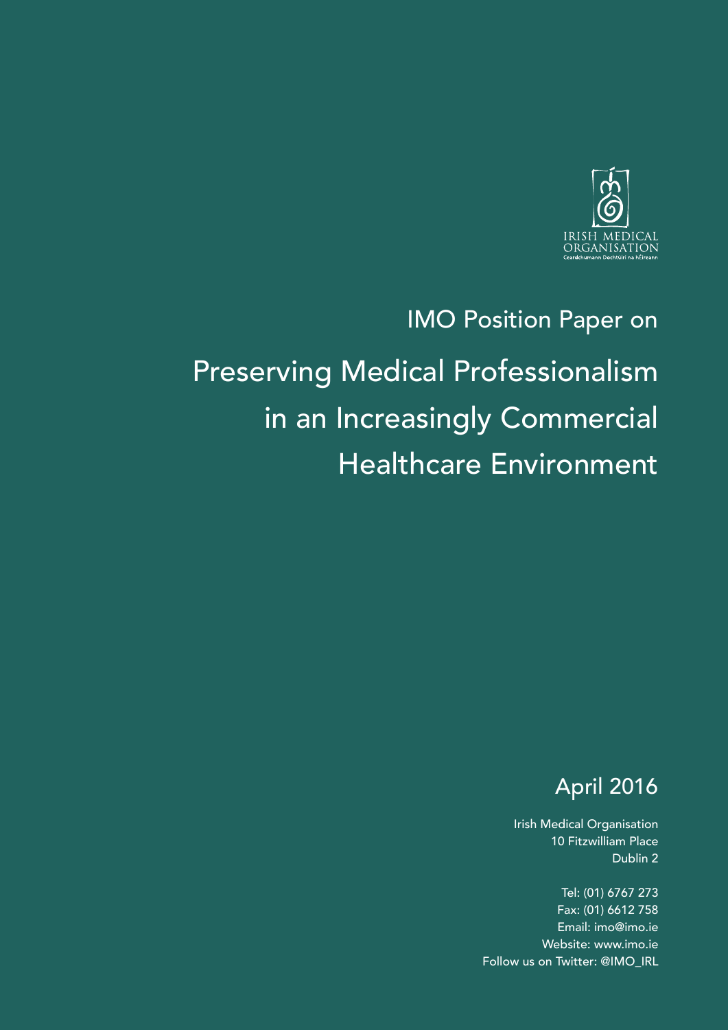IRISH MEDICAL ORGANISATION
Ceardchumann Dochtúirí na hÉireann

IMO Position Paper on

# Preserving Medical Professionalism in an Increasingly Commercial Healthcare Environment

April 2016

Irish Medical Organisation
10 Fitzwilliam Place
Dublin 2

Tel: (01) 6767 273
Fax: (01) 6612 758
Email: imo@imo.ie
Website: www.imo.ie
Follow us on Twitter: @IMO_IRL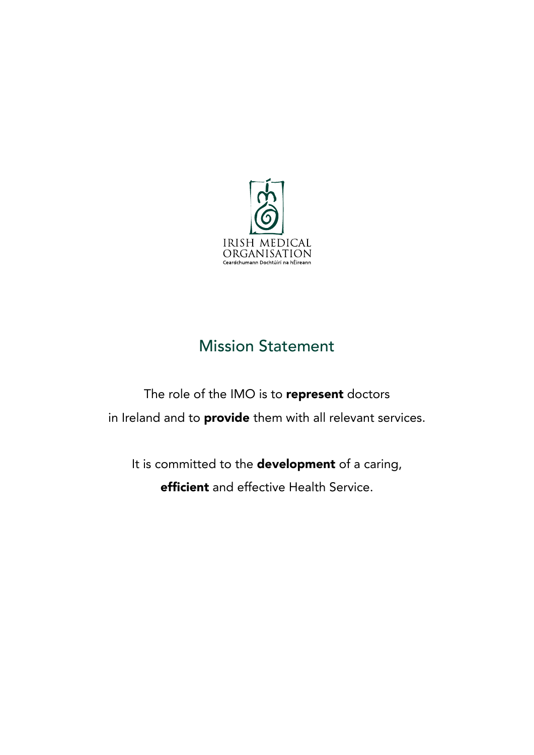IRISH MEDICAL ORGANISATION

Ceardchumann Dochtúirí na hÉireann

## Mission Statement

The role of the IMO is to **represent** doctors in Ireland and to **provide** them with all relevant services.

It is committed to the **development** of a caring, **efficient** and effective Health Service.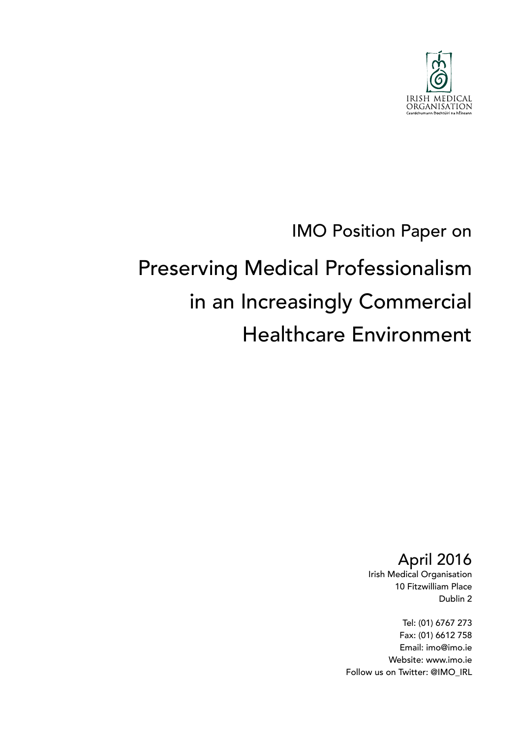IRISH MEDICAL ORGANISATION
Ceardchumann Dochtúirí na hÉireann

IMO Position Paper on

# Preserving Medical Professionalism in an Increasingly Commercial Healthcare Environment

April 2016

Irish Medical Organisation
10 Fitzwilliam Place
Dublin 2

Tel: (01) 6767 273
Fax: (01) 6612 758
Email: imo@imo.ie
Website: www.imo.ie
Follow us on Twitter: @IMO_IRL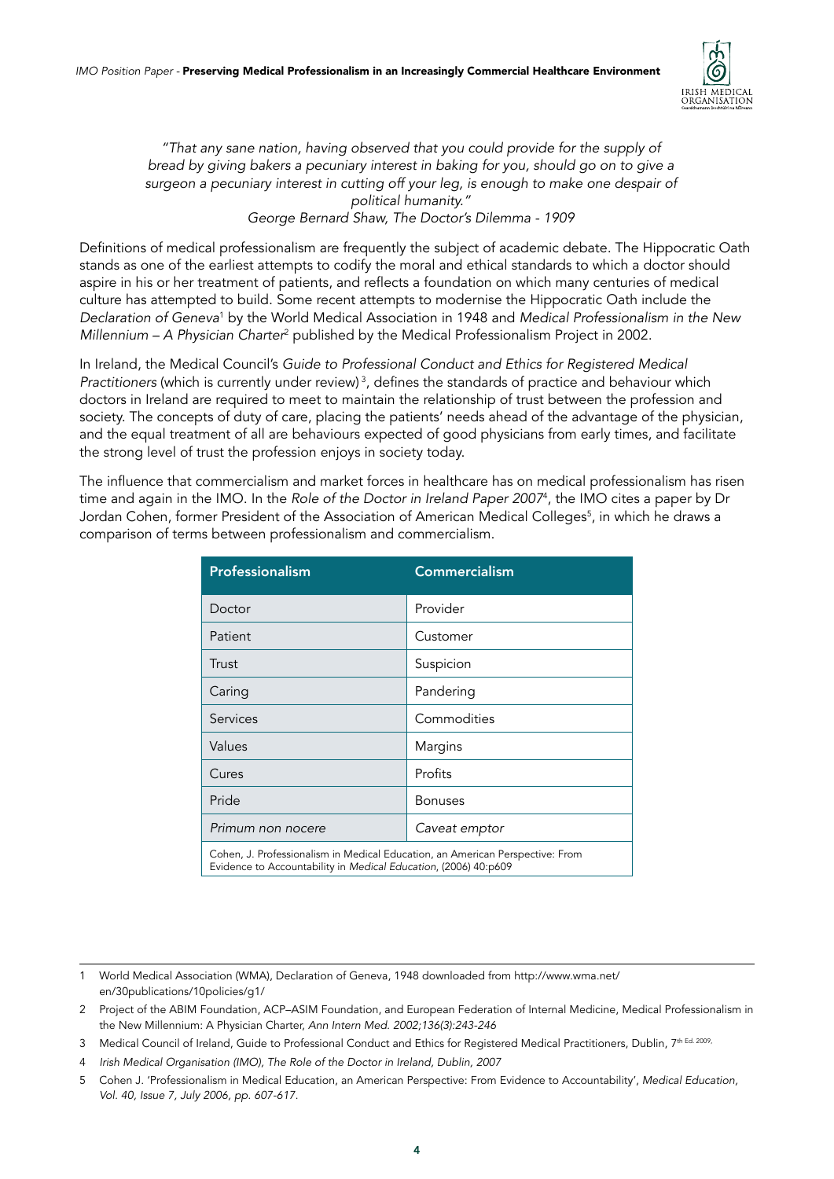*"That any sane nation, having observed that you could provide for the supply of bread by giving bakers a pecuniary interest in baking for you, should go on to give a surgeon a pecuniary interest in cutting off your leg, is enough to make one despair of political humanity."*
*George Bernard Shaw, The Doctor's Dilemma - 1909*

Definitions of medical professionalism are frequently the subject of academic debate. The Hippocratic Oath stands as one of the earliest attempts to codify the moral and ethical standards to which a doctor should aspire in his or her treatment of patients, and reflects a foundation on which many centuries of medical culture has attempted to build. Some recent attempts to modernise the Hippocratic Oath include the *Declaration of Geneva*[1] by the World Medical Association in 1948 and *Medical Professionalism in the New Millennium – A Physician Charter*[2] published by the Medical Professionalism Project in 2002.

In Ireland, the Medical Council's *Guide to Professional Conduct and Ethics for Registered Medical Practitioners* (which is currently under review)[3], defines the standards of practice and behaviour which doctors in Ireland are required to meet to maintain the relationship of trust between the profession and society. The concepts of duty of care, placing the patients' needs ahead of the advantage of the physician, and the equal treatment of all are behaviours expected of good physicians from early times, and facilitate the strong level of trust the profession enjoys in society today.

The influence that commercialism and market forces in healthcare has on medical professionalism has risen time and again in the IMO. In the *Role of the Doctor in Ireland Paper 2007*[4], the IMO cites a paper by Dr Jordan Cohen, former President of the Association of American Medical Colleges[5], in which he draws a comparison of terms between professionalism and commercialism.

| Professionalism | Commercialism |
|---|---|
| Doctor | Provider |
| Patient | Customer |
| Trust | Suspicion |
| Caring | Pandering |
| Services | Commodities |
| Values | Margins |
| Cures | Profits |
| Pride | Bonuses |
| *Primum non nocere* | *Caveat emptor* |

Cohen, J. Professionalism in Medical Education, an American Perspective: From Evidence to Accountability in *Medical Education*, (2006) 40:p609

---

1 World Medical Association (WMA), Declaration of Geneva, 1948 downloaded from http://www.wma.net/en/30publications/10policies/g1/

2 Project of the ABIM Foundation, ACP–ASIM Foundation, and European Federation of Internal Medicine, Medical Professionalism in the New Millennium: A Physician Charter, *Ann Intern Med. 2002;136(3):243-246*

3 Medical Council of Ireland, Guide to Professional Conduct and Ethics for Registered Medical Practitioners, Dublin, 7th Ed. 2009.

4 *Irish Medical Organisation (IMO), The Role of the Doctor in Ireland, Dublin, 2007*

5 Cohen J. 'Professionalism in Medical Education, an American Perspective: From Evidence to Accountability', *Medical Education, Vol. 40, Issue 7, July 2006, pp. 607-617.*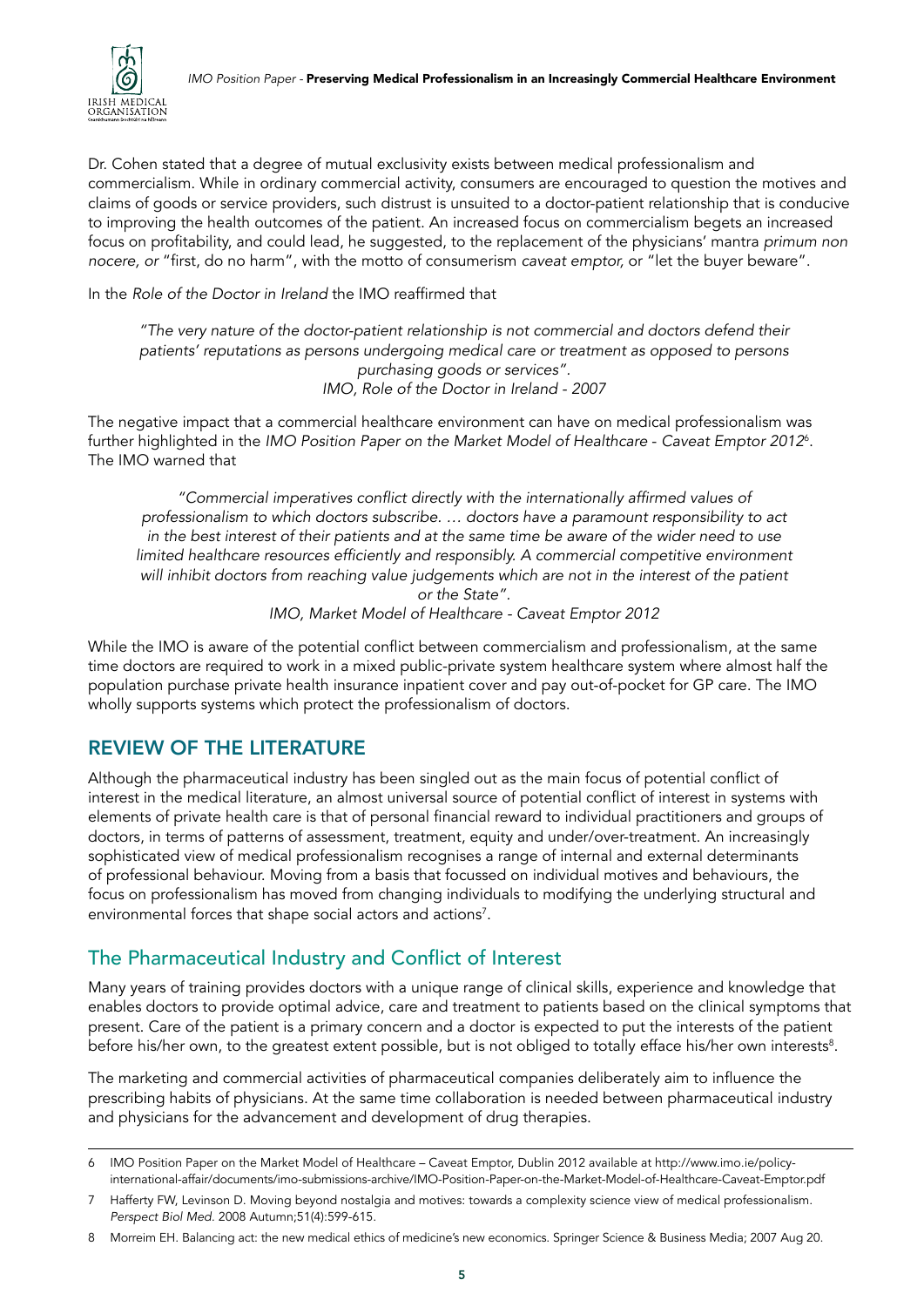Dr. Cohen stated that a degree of mutual exclusivity exists between medical professionalism and commercialism. While in ordinary commercial activity, consumers are encouraged to question the motives and claims of goods or service providers, such distrust is unsuited to a doctor-patient relationship that is conducive to improving the health outcomes of the patient. An increased focus on commercialism begets an increased focus on profitability, and could lead, he suggested, to the replacement of the physicians' mantra *primum non nocere, or* "first, do no harm", with the motto of consumerism *caveat emptor,* or "let the buyer beware".

In the *Role of the Doctor in Ireland* the IMO reaffirmed that

> *"The very nature of the doctor-patient relationship is not commercial and doctors defend their patients' reputations as persons undergoing medical care or treatment as opposed to persons purchasing goods or services".*
> *IMO, Role of the Doctor in Ireland - 2007*

The negative impact that a commercial healthcare environment can have on medical professionalism was further highlighted in the *IMO Position Paper on the Market Model of Healthcare - Caveat Emptor 2012*[6]. The IMO warned that

> *"Commercial imperatives conflict directly with the internationally affirmed values of professionalism to which doctors subscribe. … doctors have a paramount responsibility to act in the best interest of their patients and at the same time be aware of the wider need to use limited healthcare resources efficiently and responsibly. A commercial competitive environment will inhibit doctors from reaching value judgements which are not in the interest of the patient or the State".*
> *IMO, Market Model of Healthcare - Caveat Emptor 2012*

While the IMO is aware of the potential conflict between commercialism and professionalism, at the same time doctors are required to work in a mixed public-private system healthcare system where almost half the population purchase private health insurance inpatient cover and pay out-of-pocket for GP care. The IMO wholly supports systems which protect the professionalism of doctors.

## REVIEW OF THE LITERATURE

Although the pharmaceutical industry has been singled out as the main focus of potential conflict of interest in the medical literature, an almost universal source of potential conflict of interest in systems with elements of private health care is that of personal financial reward to individual practitioners and groups of doctors, in terms of patterns of assessment, treatment, equity and under/over-treatment. An increasingly sophisticated view of medical professionalism recognises a range of internal and external determinants of professional behaviour. Moving from a basis that focussed on individual motives and behaviours, the focus on professionalism has moved from changing individuals to modifying the underlying structural and environmental forces that shape social actors and actions[7].

### The Pharmaceutical Industry and Conflict of Interest

Many years of training provides doctors with a unique range of clinical skills, experience and knowledge that enables doctors to provide optimal advice, care and treatment to patients based on the clinical symptoms that present. Care of the patient is a primary concern and a doctor is expected to put the interests of the patient before his/her own, to the greatest extent possible, but is not obliged to totally efface his/her own interests[8].

The marketing and commercial activities of pharmaceutical companies deliberately aim to influence the prescribing habits of physicians. At the same time collaboration is needed between pharmaceutical industry and physicians for the advancement and development of drug therapies.

---

6 IMO Position Paper on the Market Model of Healthcare – Caveat Emptor, Dublin 2012 available at http://www.imo.ie/policy-international-affair/documents/imo-submissions-archive/IMO-Position-Paper-on-the-Market-Model-of-Healthcare-Caveat-Emptor.pdf

7 Hafferty FW, Levinson D. Moving beyond nostalgia and motives: towards a complexity science view of medical professionalism. *Perspect Biol Med.* 2008 Autumn;51(4):599-615.

8 Morreim EH. Balancing act: the new medical ethics of medicine's new economics. Springer Science & Business Media; 2007 Aug 20.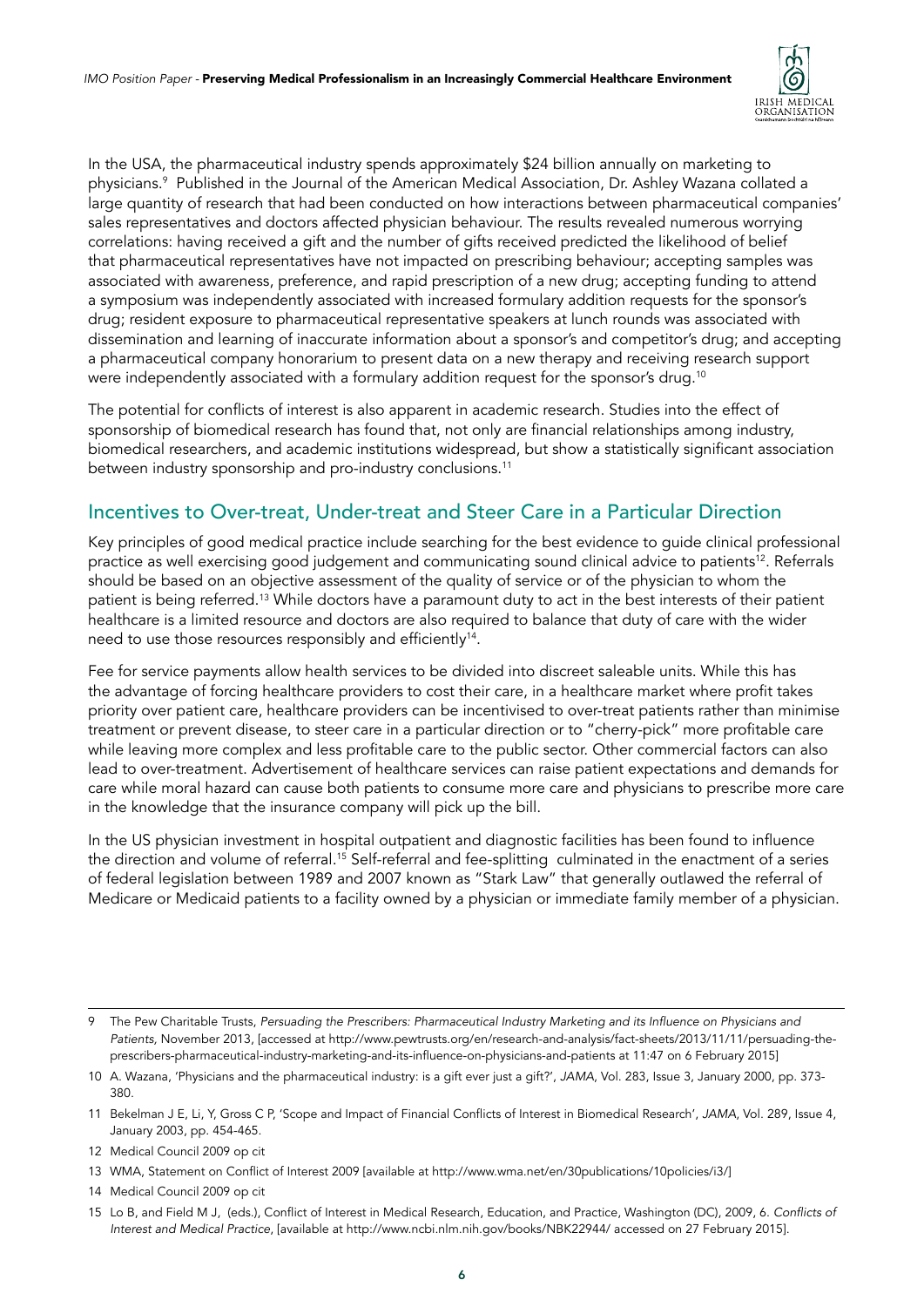In the USA, the pharmaceutical industry spends approximately $24 billion annually on marketing to physicians.[9] Published in the Journal of the American Medical Association, Dr. Ashley Wazana collated a large quantity of research that had been conducted on how interactions between pharmaceutical companies' sales representatives and doctors affected physician behaviour. The results revealed numerous worrying correlations: having received a gift and the number of gifts received predicted the likelihood of belief that pharmaceutical representatives have not impacted on prescribing behaviour; accepting samples was associated with awareness, preference, and rapid prescription of a new drug; accepting funding to attend a symposium was independently associated with increased formulary addition requests for the sponsor's drug; resident exposure to pharmaceutical representative speakers at lunch rounds was associated with dissemination and learning of inaccurate information about a sponsor's and competitor's drug; and accepting a pharmaceutical company honorarium to present data on a new therapy and receiving research support were independently associated with a formulary addition request for the sponsor's drug.[10]

The potential for conflicts of interest is also apparent in academic research. Studies into the effect of sponsorship of biomedical research has found that, not only are financial relationships among industry, biomedical researchers, and academic institutions widespread, but show a statistically significant association between industry sponsorship and pro-industry conclusions.[11]

## Incentives to Over-treat, Under-treat and Steer Care in a Particular Direction

Key principles of good medical practice include searching for the best evidence to guide clinical professional practice as well exercising good judgement and communicating sound clinical advice to patients[12]. Referrals should be based on an objective assessment of the quality of service or of the physician to whom the patient is being referred.[13] While doctors have a paramount duty to act in the best interests of their patient healthcare is a limited resource and doctors are also required to balance that duty of care with the wider need to use those resources responsibly and efficiently[14].

Fee for service payments allow health services to be divided into discreet saleable units. While this has the advantage of forcing healthcare providers to cost their care, in a healthcare market where profit takes priority over patient care, healthcare providers can be incentivised to over-treat patients rather than minimise treatment or prevent disease, to steer care in a particular direction or to "cherry-pick" more profitable care while leaving more complex and less profitable care to the public sector. Other commercial factors can also lead to over-treatment. Advertisement of healthcare services can raise patient expectations and demands for care while moral hazard can cause both patients to consume more care and physicians to prescribe more care in the knowledge that the insurance company will pick up the bill.

In the US physician investment in hospital outpatient and diagnostic facilities has been found to influence the direction and volume of referral.[15] Self-referral and fee-splitting culminated in the enactment of a series of federal legislation between 1989 and 2007 known as "Stark Law" that generally outlawed the referral of Medicare or Medicaid patients to a facility owned by a physician or immediate family member of a physician.

---

9 The Pew Charitable Trusts, *Persuading the Prescribers: Pharmaceutical Industry Marketing and its Influence on Physicians and Patients*, November 2013, [accessed at http://www.pewtrusts.org/en/research-and-analysis/fact-sheets/2013/11/11/persuading-the-prescribers-pharmaceutical-industry-marketing-and-its-influence-on-physicians-and-patients at 11:47 on 6 February 2015]

10 A. Wazana, 'Physicians and the pharmaceutical industry: is a gift ever just a gift?', *JAMA*, Vol. 283, Issue 3, January 2000, pp. 373-380.

11 Bekelman J E, Li, Y, Gross C P, 'Scope and Impact of Financial Conflicts of Interest in Biomedical Research', *JAMA*, Vol. 289, Issue 4, January 2003, pp. 454-465.

12 Medical Council 2009 op cit

13 WMA, Statement on Conflict of Interest 2009 [available at http://www.wma.net/en/30publications/10policies/i3/]

14 Medical Council 2009 op cit

15 Lo B, and Field M J, (eds.), Conflict of Interest in Medical Research, Education, and Practice, Washington (DC), 2009, 6. *Conflicts of Interest and Medical Practice*, [available at http://www.ncbi.nlm.nih.gov/books/NBK22944/ accessed on 27 February 2015].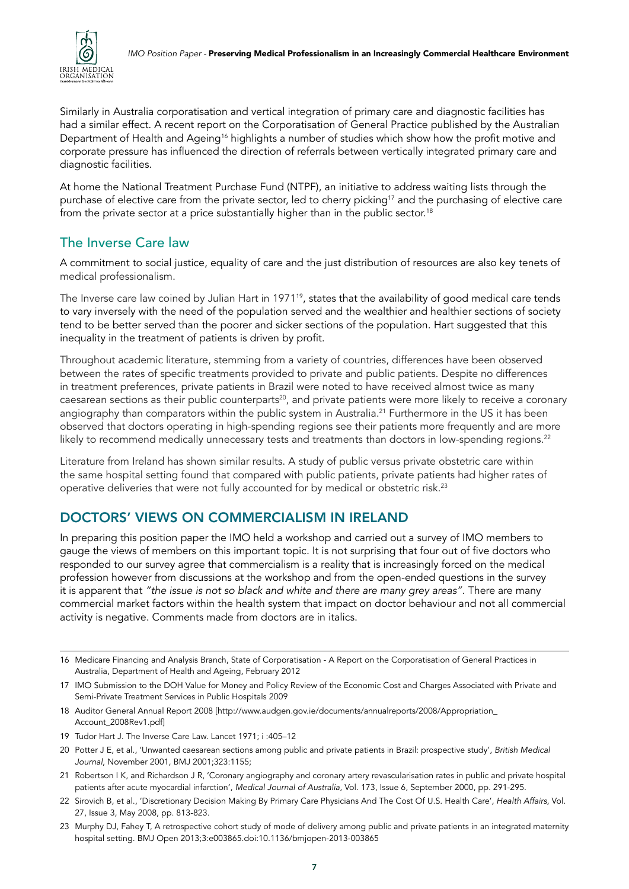Similarly in Australia corporatisation and vertical integration of primary care and diagnostic facilities has had a similar effect. A recent report on the Corporatisation of General Practice published by the Australian Department of Health and Ageing[16] highlights a number of studies which show how the profit motive and corporate pressure has influenced the direction of referrals between vertically integrated primary care and diagnostic facilities.

At home the National Treatment Purchase Fund (NTPF), an initiative to address waiting lists through the purchase of elective care from the private sector, led to cherry picking[17] and the purchasing of elective care from the private sector at a price substantially higher than in the public sector.[18]

## The Inverse Care law

A commitment to social justice, equality of care and the just distribution of resources are also key tenets of medical professionalism.

The Inverse care law coined by Julian Hart in 1971[19], states that the availability of good medical care tends to vary inversely with the need of the population served and the wealthier and healthier sections of society tend to be better served than the poorer and sicker sections of the population. Hart suggested that this inequality in the treatment of patients is driven by profit.

Throughout academic literature, stemming from a variety of countries, differences have been observed between the rates of specific treatments provided to private and public patients. Despite no differences in treatment preferences, private patients in Brazil were noted to have received almost twice as many caesarean sections as their public counterparts[20], and private patients were more likely to receive a coronary angiography than comparators within the public system in Australia.[21] Furthermore in the US it has been observed that doctors operating in high-spending regions see their patients more frequently and are more likely to recommend medically unnecessary tests and treatments than doctors in low-spending regions.[22]

Literature from Ireland has shown similar results. A study of public versus private obstetric care within the same hospital setting found that compared with public patients, private patients had higher rates of operative deliveries that were not fully accounted for by medical or obstetric risk.[23]

## DOCTORS' VIEWS ON COMMERCIALISM IN IRELAND

In preparing this position paper the IMO held a workshop and carried out a survey of IMO members to gauge the views of members on this important topic. It is not surprising that four out of five doctors who responded to our survey agree that commercialism is a reality that is increasingly forced on the medical profession however from discussions at the workshop and from the open-ended questions in the survey it is apparent that *"the issue is not so black and white and there are many grey areas"*. There are many commercial market factors within the health system that impact on doctor behaviour and not all commercial activity is negative. Comments made from doctors are in italics.

---

16 Medicare Financing and Analysis Branch, State of Corporatisation - A Report on the Corporatisation of General Practices in Australia, Department of Health and Ageing, February 2012

17 IMO Submission to the DOH Value for Money and Policy Review of the Economic Cost and Charges Associated with Private and Semi-Private Treatment Services in Public Hospitals 2009

18 Auditor General Annual Report 2008 [http://www.audgen.gov.ie/documents/annualreports/2008/Appropriation_Account_2008Rev1.pdf]

19 Tudor Hart J. The Inverse Care Law. Lancet 1971; i :405–12

20 Potter J E, et al., 'Unwanted caesarean sections among public and private patients in Brazil: prospective study', *British Medical Journal*, November 2001, BMJ 2001;323:1155;

21 Robertson I K, and Richardson J R, 'Coronary angiography and coronary artery revascularisation rates in public and private hospital patients after acute myocardial infarction', *Medical Journal of Australia*, Vol. 173, Issue 6, September 2000, pp. 291-295.

22 Sirovich B, et al., 'Discretionary Decision Making By Primary Care Physicians And The Cost Of U.S. Health Care', *Health Affairs*, Vol. 27, Issue 3, May 2008, pp. 813-823.

23 Murphy DJ, Fahey T, A retrospective cohort study of mode of delivery among public and private patients in an integrated maternity hospital setting. BMJ Open 2013;3:e003865.doi:10.1136/bmjopen-2013-003865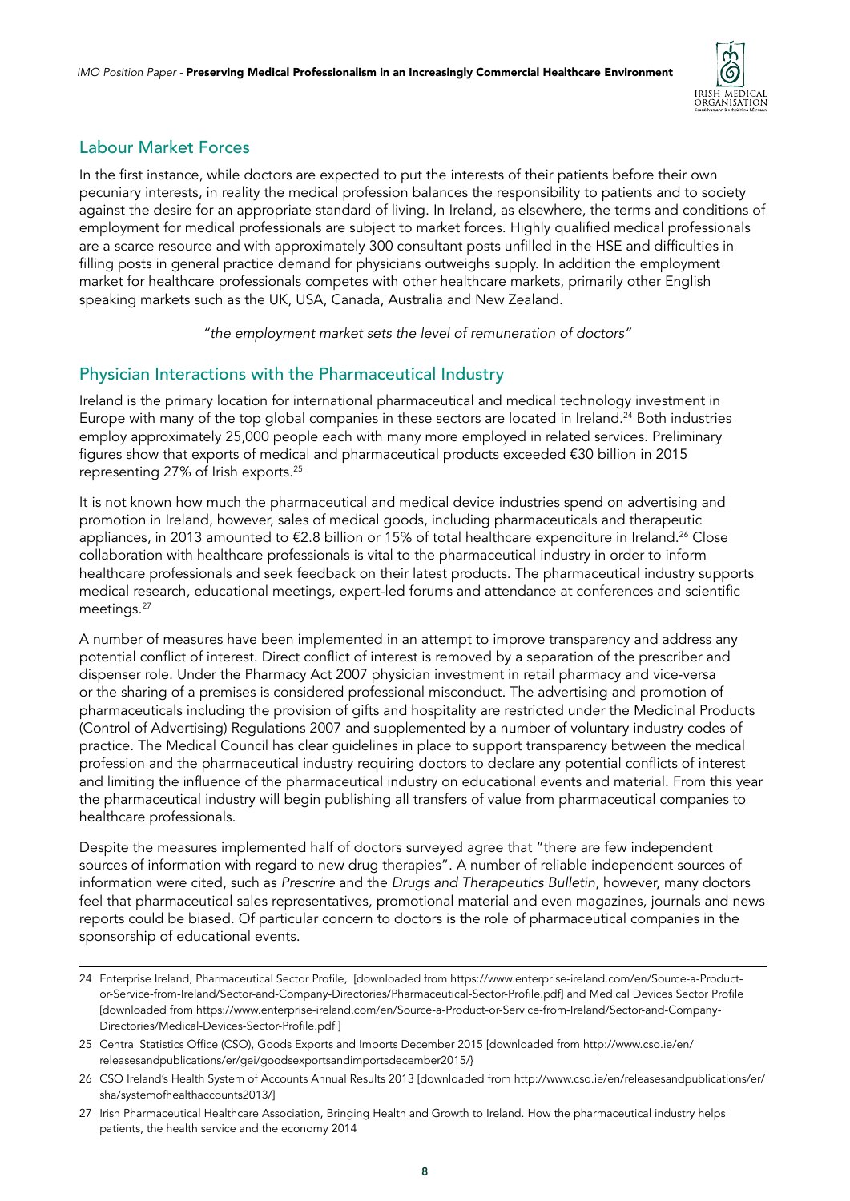## Labour Market Forces

In the first instance, while doctors are expected to put the interests of their patients before their own pecuniary interests, in reality the medical profession balances the responsibility to patients and to society against the desire for an appropriate standard of living. In Ireland, as elsewhere, the terms and conditions of employment for medical professionals are subject to market forces. Highly qualified medical professionals are a scarce resource and with approximately 300 consultant posts unfilled in the HSE and difficulties in filling posts in general practice demand for physicians outweighs supply. In addition the employment market for healthcare professionals competes with other healthcare markets, primarily other English speaking markets such as the UK, USA, Canada, Australia and New Zealand.

*"the employment market sets the level of remuneration of doctors"*

## Physician Interactions with the Pharmaceutical Industry

Ireland is the primary location for international pharmaceutical and medical technology investment in Europe with many of the top global companies in these sectors are located in Ireland.[24] Both industries employ approximately 25,000 people each with many more employed in related services. Preliminary figures show that exports of medical and pharmaceutical products exceeded €30 billion in 2015 representing 27% of Irish exports.[25]

It is not known how much the pharmaceutical and medical device industries spend on advertising and promotion in Ireland, however, sales of medical goods, including pharmaceuticals and therapeutic appliances, in 2013 amounted to €2.8 billion or 15% of total healthcare expenditure in Ireland.[26] Close collaboration with healthcare professionals is vital to the pharmaceutical industry in order to inform healthcare professionals and seek feedback on their latest products. The pharmaceutical industry supports medical research, educational meetings, expert-led forums and attendance at conferences and scientific meetings.[27]

A number of measures have been implemented in an attempt to improve transparency and address any potential conflict of interest. Direct conflict of interest is removed by a separation of the prescriber and dispenser role. Under the Pharmacy Act 2007 physician investment in retail pharmacy and vice-versa or the sharing of a premises is considered professional misconduct. The advertising and promotion of pharmaceuticals including the provision of gifts and hospitality are restricted under the Medicinal Products (Control of Advertising) Regulations 2007 and supplemented by a number of voluntary industry codes of practice. The Medical Council has clear guidelines in place to support transparency between the medical profession and the pharmaceutical industry requiring doctors to declare any potential conflicts of interest and limiting the influence of the pharmaceutical industry on educational events and material. From this year the pharmaceutical industry will begin publishing all transfers of value from pharmaceutical companies to healthcare professionals.

Despite the measures implemented half of doctors surveyed agree that "there are few independent sources of information with regard to new drug therapies". A number of reliable independent sources of information were cited, such as *Prescrire* and the *Drugs and Therapeutics Bulletin*, however, many doctors feel that pharmaceutical sales representatives, promotional material and even magazines, journals and news reports could be biased. Of particular concern to doctors is the role of pharmaceutical companies in the sponsorship of educational events.

---

24 Enterprise Ireland, Pharmaceutical Sector Profile, [downloaded from https://www.enterprise-ireland.com/en/Source-a-Product-or-Service-from-Ireland/Sector-and-Company-Directories/Pharmaceutical-Sector-Profile.pdf] and Medical Devices Sector Profile [downloaded from https://www.enterprise-ireland.com/en/Source-a-Product-or-Service-from-Ireland/Sector-and-Company-Directories/Medical-Devices-Sector-Profile.pdf ]

25 Central Statistics Office (CSO), Goods Exports and Imports December 2015 [downloaded from http://www.cso.ie/en/releasesandpublications/er/gei/goodsexportsandimportsdecember2015/}

26 CSO Ireland's Health System of Accounts Annual Results 2013 [downloaded from http://www.cso.ie/en/releasesandpublications/er/sha/systemofhealthaccounts2013/]

27 Irish Pharmaceutical Healthcare Association, Bringing Health and Growth to Ireland. How the pharmaceutical industry helps patients, the health service and the economy 2014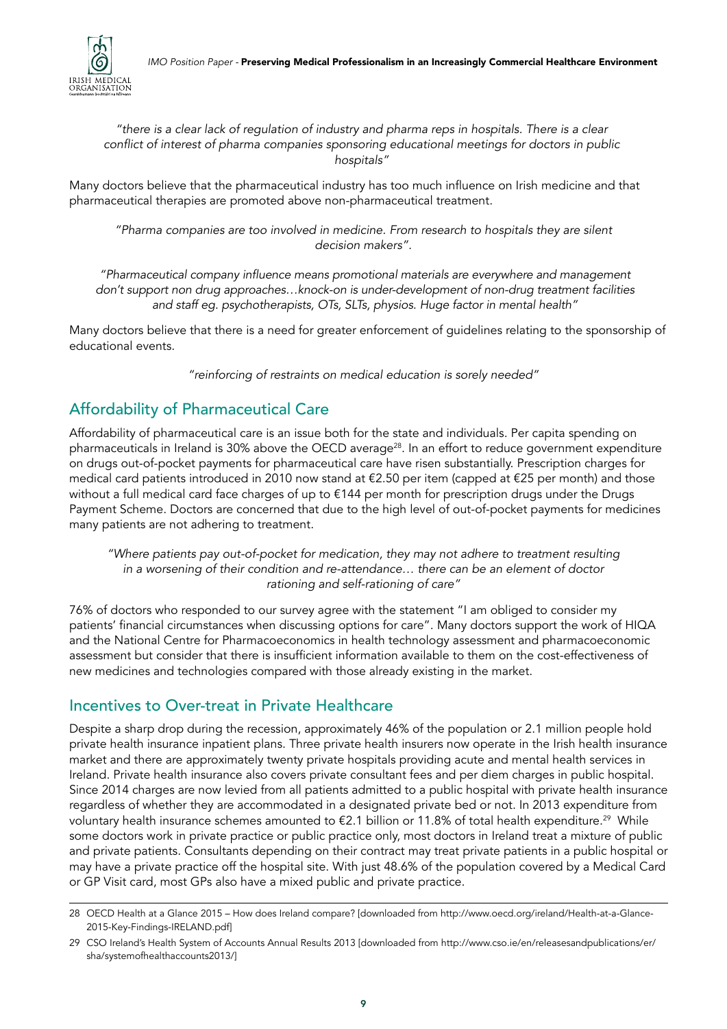*"there is a clear lack of regulation of industry and pharma reps in hospitals. There is a clear conflict of interest of pharma companies sponsoring educational meetings for doctors in public hospitals"*

Many doctors believe that the pharmaceutical industry has too much influence on Irish medicine and that pharmaceutical therapies are promoted above non-pharmaceutical treatment.

*"Pharma companies are too involved in medicine. From research to hospitals they are silent decision makers".*

*"Pharmaceutical company influence means promotional materials are everywhere and management don't support non drug approaches…knock-on is under-development of non-drug treatment facilities and staff eg. psychotherapists, OTs, SLTs, physios. Huge factor in mental health"*

Many doctors believe that there is a need for greater enforcement of guidelines relating to the sponsorship of educational events.

*"reinforcing of restraints on medical education is sorely needed"*

## Affordability of Pharmaceutical Care

Affordability of pharmaceutical care is an issue both for the state and individuals. Per capita spending on pharmaceuticals in Ireland is 30% above the OECD average[28]. In an effort to reduce government expenditure on drugs out-of-pocket payments for pharmaceutical care have risen substantially. Prescription charges for medical card patients introduced in 2010 now stand at €2.50 per item (capped at €25 per month) and those without a full medical card face charges of up to €144 per month for prescription drugs under the Drugs Payment Scheme. Doctors are concerned that due to the high level of out-of-pocket payments for medicines many patients are not adhering to treatment.

*"Where patients pay out-of-pocket for medication, they may not adhere to treatment resulting in a worsening of their condition and re-attendance… there can be an element of doctor rationing and self-rationing of care"*

76% of doctors who responded to our survey agree with the statement "I am obliged to consider my patients' financial circumstances when discussing options for care". Many doctors support the work of HIQA and the National Centre for Pharmacoeconomics in health technology assessment and pharmacoeconomic assessment but consider that there is insufficient information available to them on the cost-effectiveness of new medicines and technologies compared with those already existing in the market.

## Incentives to Over-treat in Private Healthcare

Despite a sharp drop during the recession, approximately 46% of the population or 2.1 million people hold private health insurance inpatient plans. Three private health insurers now operate in the Irish health insurance market and there are approximately twenty private hospitals providing acute and mental health services in Ireland. Private health insurance also covers private consultant fees and per diem charges in public hospital. Since 2014 charges are now levied from all patients admitted to a public hospital with private health insurance regardless of whether they are accommodated in a designated private bed or not. In 2013 expenditure from voluntary health insurance schemes amounted to €2.1 billion or 11.8% of total health expenditure.[29] While some doctors work in private practice or public practice only, most doctors in Ireland treat a mixture of public and private patients. Consultants depending on their contract may treat private patients in a public hospital or may have a private practice off the hospital site. With just 48.6% of the population covered by a Medical Card or GP Visit card, most GPs also have a mixed public and private practice.

---

28 OECD Health at a Glance 2015 – How does Ireland compare? [downloaded from http://www.oecd.org/ireland/Health-at-a-Glance-2015-Key-Findings-IRELAND.pdf]

29 CSO Ireland's Health System of Accounts Annual Results 2013 [downloaded from http://www.cso.ie/en/releasesandpublications/er/sha/systemofhealthaccounts2013/]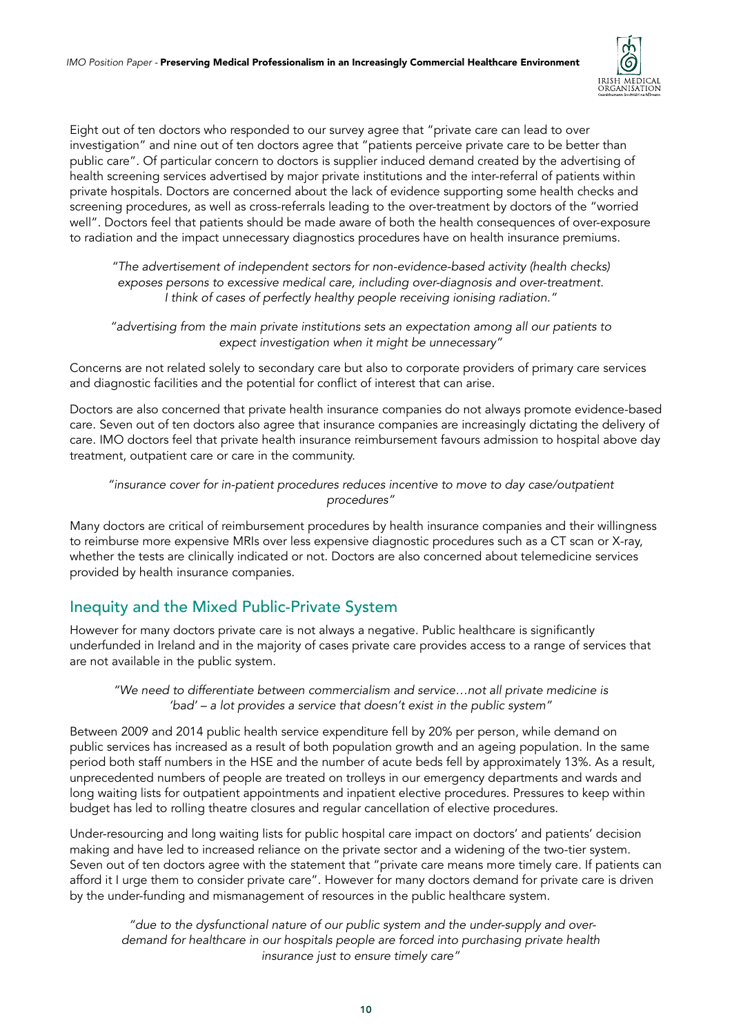Eight out of ten doctors who responded to our survey agree that "private care can lead to over investigation" and nine out of ten doctors agree that "patients perceive private care to be better than public care". Of particular concern to doctors is supplier induced demand created by the advertising of health screening services advertised by major private institutions and the inter-referral of patients within private hospitals. Doctors are concerned about the lack of evidence supporting some health checks and screening procedures, as well as cross-referrals leading to the over-treatment by doctors of the "worried well". Doctors feel that patients should be made aware of both the health consequences of over-exposure to radiation and the impact unnecessary diagnostics procedures have on health insurance premiums.

> *"The advertisement of independent sectors for non-evidence-based activity (health checks) exposes persons to excessive medical care, including over-diagnosis and over-treatment. I think of cases of perfectly healthy people receiving ionising radiation."*

> *"advertising from the main private institutions sets an expectation among all our patients to expect investigation when it might be unnecessary"*

Concerns are not related solely to secondary care but also to corporate providers of primary care services and diagnostic facilities and the potential for conflict of interest that can arise.

Doctors are also concerned that private health insurance companies do not always promote evidence-based care. Seven out of ten doctors also agree that insurance companies are increasingly dictating the delivery of care. IMO doctors feel that private health insurance reimbursement favours admission to hospital above day treatment, outpatient care or care in the community.

> *"insurance cover for in-patient procedures reduces incentive to move to day case/outpatient procedures"*

Many doctors are critical of reimbursement procedures by health insurance companies and their willingness to reimburse more expensive MRIs over less expensive diagnostic procedures such as a CT scan or X-ray, whether the tests are clinically indicated or not. Doctors are also concerned about telemedicine services provided by health insurance companies.

## Inequity and the Mixed Public-Private System

However for many doctors private care is not always a negative. Public healthcare is significantly underfunded in Ireland and in the majority of cases private care provides access to a range of services that are not available in the public system.

> *"We need to differentiate between commercialism and service…not all private medicine is 'bad' – a lot provides a service that doesn't exist in the public system"*

Between 2009 and 2014 public health service expenditure fell by 20% per person, while demand on public services has increased as a result of both population growth and an ageing population. In the same period both staff numbers in the HSE and the number of acute beds fell by approximately 13%. As a result, unprecedented numbers of people are treated on trolleys in our emergency departments and wards and long waiting lists for outpatient appointments and inpatient elective procedures. Pressures to keep within budget has led to rolling theatre closures and regular cancellation of elective procedures.

Under-resourcing and long waiting lists for public hospital care impact on doctors' and patients' decision making and have led to increased reliance on the private sector and a widening of the two-tier system. Seven out of ten doctors agree with the statement that "private care means more timely care. If patients can afford it I urge them to consider private care". However for many doctors demand for private care is driven by the under-funding and mismanagement of resources in the public healthcare system.

> *"due to the dysfunctional nature of our public system and the under-supply and over-demand for healthcare in our hospitals people are forced into purchasing private health insurance just to ensure timely care"*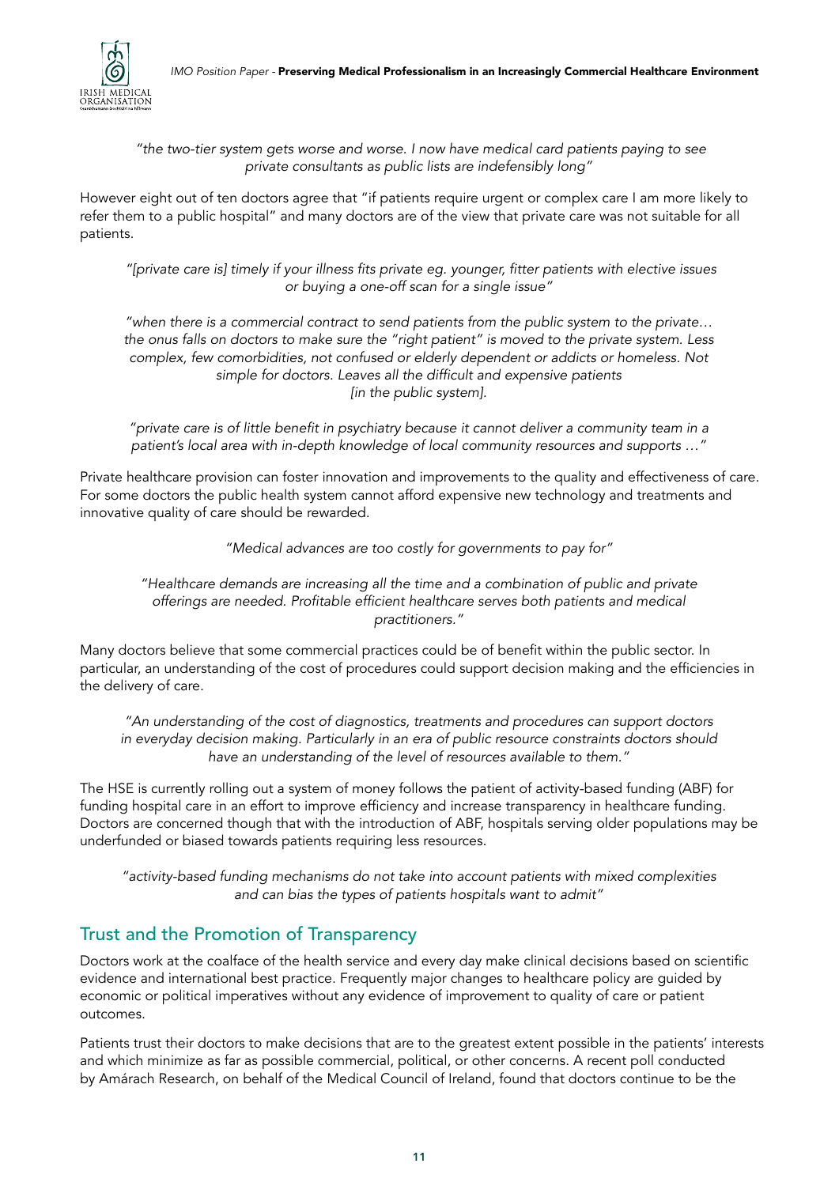*"the two-tier system gets worse and worse. I now have medical card patients paying to see private consultants as public lists are indefensibly long"*

However eight out of ten doctors agree that "if patients require urgent or complex care I am more likely to refer them to a public hospital" and many doctors are of the view that private care was not suitable for all patients.

*"[private care is] timely if your illness fits private eg. younger, fitter patients with elective issues or buying a one-off scan for a single issue"*

*"when there is a commercial contract to send patients from the public system to the private… the onus falls on doctors to make sure the "right patient" is moved to the private system. Less complex, few comorbidities, not confused or elderly dependent or addicts or homeless. Not simple for doctors. Leaves all the difficult and expensive patients [in the public system].*

*"private care is of little benefit in psychiatry because it cannot deliver a community team in a patient's local area with in-depth knowledge of local community resources and supports …"*

Private healthcare provision can foster innovation and improvements to the quality and effectiveness of care. For some doctors the public health system cannot afford expensive new technology and treatments and innovative quality of care should be rewarded.

*"Medical advances are too costly for governments to pay for"*

*"Healthcare demands are increasing all the time and a combination of public and private offerings are needed. Profitable efficient healthcare serves both patients and medical practitioners."*

Many doctors believe that some commercial practices could be of benefit within the public sector. In particular, an understanding of the cost of procedures could support decision making and the efficiencies in the delivery of care.

*"An understanding of the cost of diagnostics, treatments and procedures can support doctors in everyday decision making. Particularly in an era of public resource constraints doctors should have an understanding of the level of resources available to them."*

The HSE is currently rolling out a system of money follows the patient of activity-based funding (ABF) for funding hospital care in an effort to improve efficiency and increase transparency in healthcare funding. Doctors are concerned though that with the introduction of ABF, hospitals serving older populations may be underfunded or biased towards patients requiring less resources.

*"activity-based funding mechanisms do not take into account patients with mixed complexities and can bias the types of patients hospitals want to admit"*

## Trust and the Promotion of Transparency

Doctors work at the coalface of the health service and every day make clinical decisions based on scientific evidence and international best practice. Frequently major changes to healthcare policy are guided by economic or political imperatives without any evidence of improvement to quality of care or patient outcomes.

Patients trust their doctors to make decisions that are to the greatest extent possible in the patients' interests and which minimize as far as possible commercial, political, or other concerns. A recent poll conducted by Amárach Research, on behalf of the Medical Council of Ireland, found that doctors continue to be the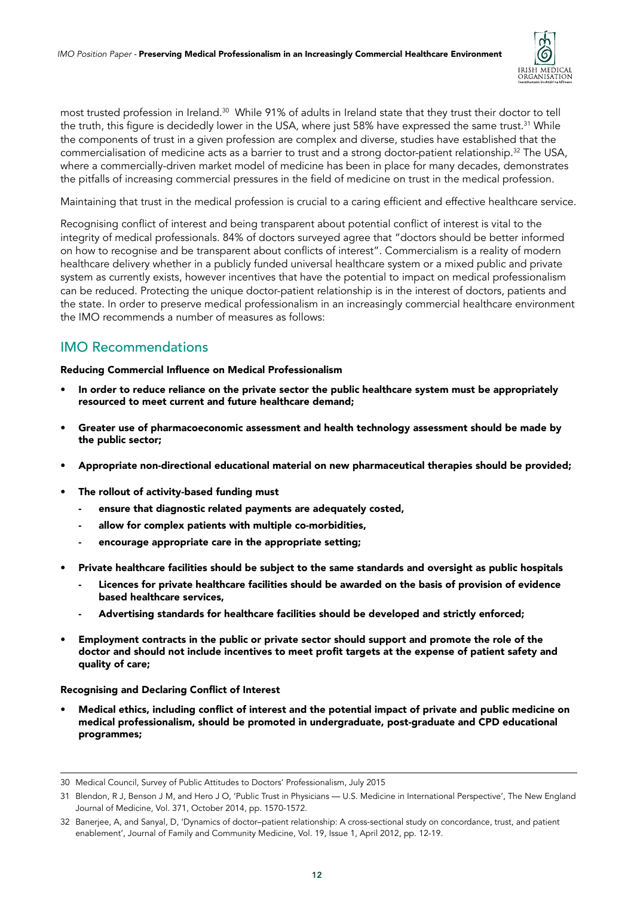most trusted profession in Ireland.[30] While 91% of adults in Ireland state that they trust their doctor to tell the truth, this figure is decidedly lower in the USA, where just 58% have expressed the same trust.[31] While the components of trust in a given profession are complex and diverse, studies have established that the commercialisation of medicine acts as a barrier to trust and a strong doctor-patient relationship.[32] The USA, where a commercially-driven market model of medicine has been in place for many decades, demonstrates the pitfalls of increasing commercial pressures in the field of medicine on trust in the medical profession.

Maintaining that trust in the medical profession is crucial to a caring efficient and effective healthcare service.

Recognising conflict of interest and being transparent about potential conflict of interest is vital to the integrity of medical professionals. 84% of doctors surveyed agree that "doctors should be better informed on how to recognise and be transparent about conflicts of interest". Commercialism is a reality of modern healthcare delivery whether in a publicly funded universal healthcare system or a mixed public and private system as currently exists, however incentives that have the potential to impact on medical professionalism can be reduced. Protecting the unique doctor-patient relationship is in the interest of doctors, patients and the state. In order to preserve medical professionalism in an increasingly commercial healthcare environment the IMO recommends a number of measures as follows:

## IMO Recommendations

**Reducing Commercial Influence on Medical Professionalism**

- **In order to reduce reliance on the private sector the public healthcare system must be appropriately resourced to meet current and future healthcare demand;**
- **Greater use of pharmacoeconomic assessment and health technology assessment should be made by the public sector;**
- **Appropriate non-directional educational material on new pharmaceutical therapies should be provided;**
- **The rollout of activity-based funding must**
  - **ensure that diagnostic related payments are adequately costed,**
  - **allow for complex patients with multiple co-morbidities,**
  - **encourage appropriate care in the appropriate setting;**
- **Private healthcare facilities should be subject to the same standards and oversight as public hospitals**
  - **Licences for private healthcare facilities should be awarded on the basis of provision of evidence based healthcare services,**
  - **Advertising standards for healthcare facilities should be developed and strictly enforced;**
- **Employment contracts in the public or private sector should support and promote the role of the doctor and should not include incentives to meet profit targets at the expense of patient safety and quality of care;**

**Recognising and Declaring Conflict of Interest**

- **Medical ethics, including conflict of interest and the potential impact of private and public medicine on medical professionalism, should be promoted in undergraduate, post-graduate and CPD educational programmes;**

---

30 Medical Council, Survey of Public Attitudes to Doctors' Professionalism, July 2015

31 Blendon, R J, Benson J M, and Hero J O, 'Public Trust in Physicians — U.S. Medicine in International Perspective', The New England Journal of Medicine, Vol. 371, October 2014, pp. 1570-1572.

32 Banerjee, A, and Sanyal, D, 'Dynamics of doctor–patient relationship: A cross-sectional study on concordance, trust, and patient enablement', Journal of Family and Community Medicine, Vol. 19, Issue 1, April 2012, pp. 12-19.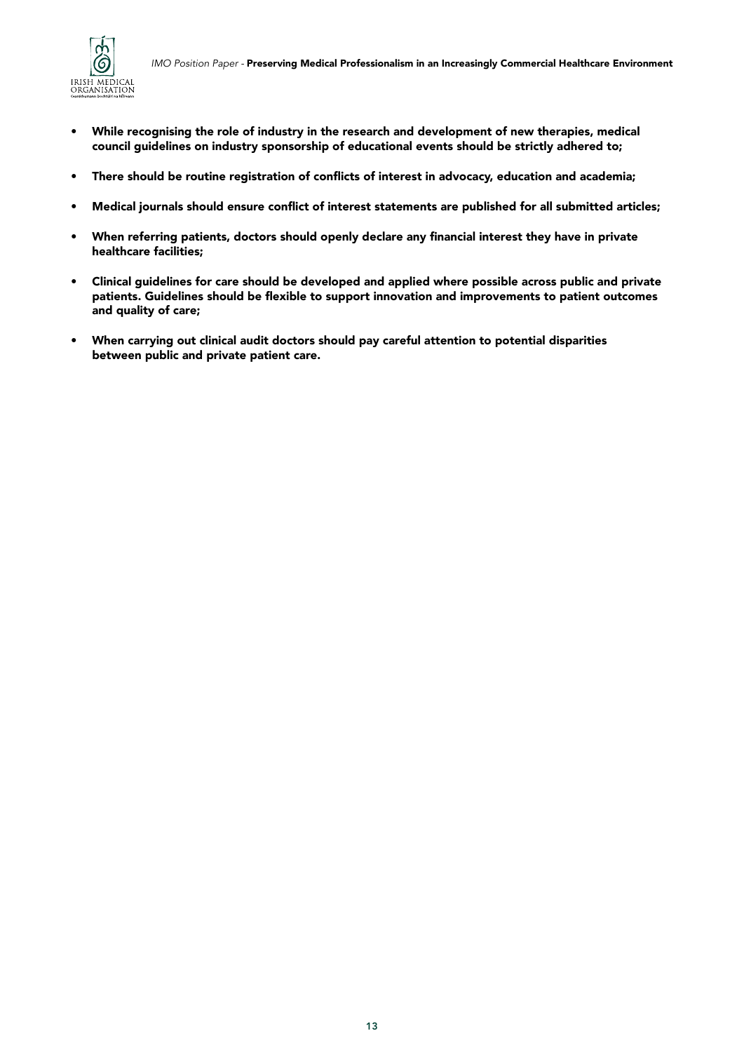- **While recognising the role of industry in the research and development of new therapies, medical council guidelines on industry sponsorship of educational events should be strictly adhered to;**

- **There should be routine registration of conflicts of interest in advocacy, education and academia;**

- **Medical journals should ensure conflict of interest statements are published for all submitted articles;**

- **When referring patients, doctors should openly declare any financial interest they have in private healthcare facilities;**

- **Clinical guidelines for care should be developed and applied where possible across public and private patients. Guidelines should be flexible to support innovation and improvements to patient outcomes and quality of care;**

- **When carrying out clinical audit doctors should pay careful attention to potential disparities between public and private patient care.**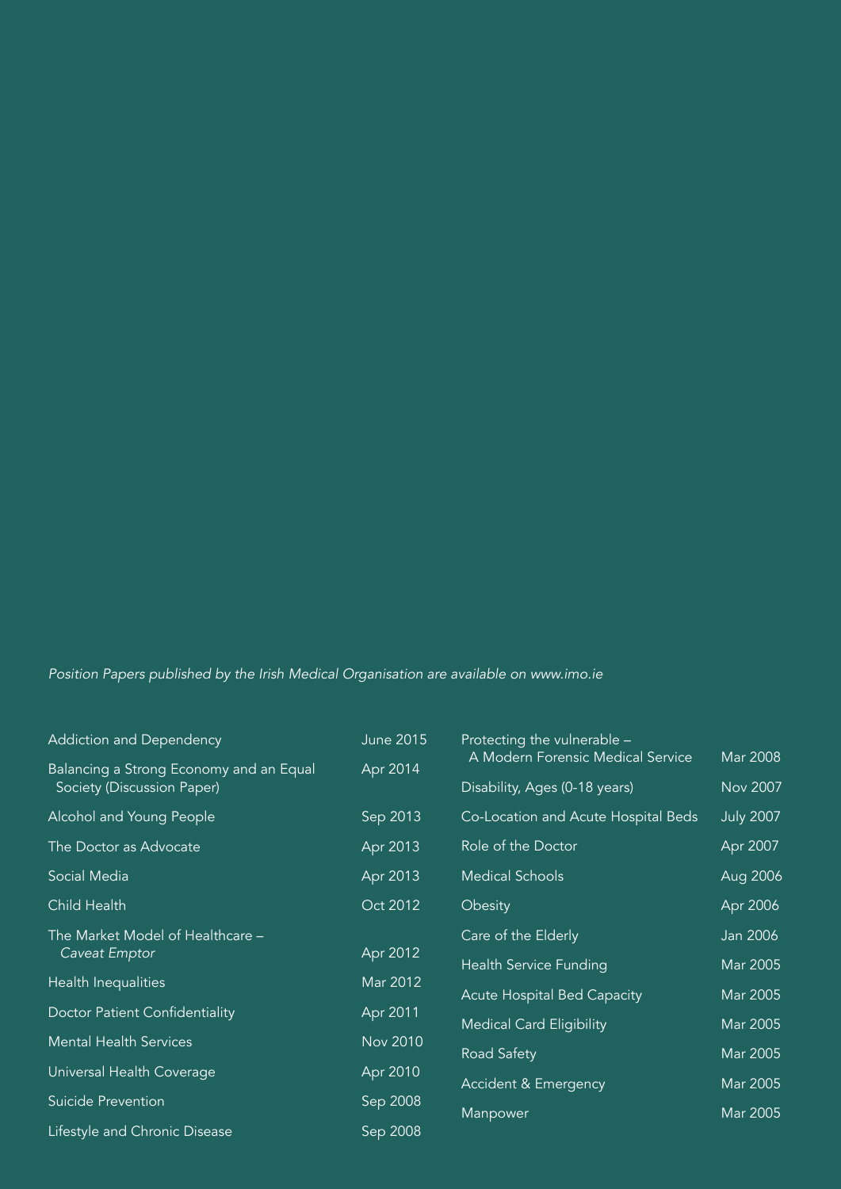*Position Papers published by the Irish Medical Organisation are available on www.imo.ie*

| | |
|---|---|
| Addiction and Dependency | June 2015 |
| Balancing a Strong Economy and an Equal Society (Discussion Paper) | Apr 2014 |
| Alcohol and Young People | Sep 2013 |
| The Doctor as Advocate | Apr 2013 |
| Social Media | Apr 2013 |
| Child Health | Oct 2012 |
| The Market Model of Healthcare – *Caveat Emptor* | Apr 2012 |
| Health Inequalities | Mar 2012 |
| Doctor Patient Confidentiality | Apr 2011 |
| Mental Health Services | Nov 2010 |
| Universal Health Coverage | Apr 2010 |
| Suicide Prevention | Sep 2008 |
| Lifestyle and Chronic Disease | Sep 2008 |
| Protecting the vulnerable – A Modern Forensic Medical Service | Mar 2008 |
| Disability, Ages (0-18 years) | Nov 2007 |
| Co-Location and Acute Hospital Beds | July 2007 |
| Role of the Doctor | Apr 2007 |
| Medical Schools | Aug 2006 |
| Obesity | Apr 2006 |
| Care of the Elderly | Jan 2006 |
| Health Service Funding | Mar 2005 |
| Acute Hospital Bed Capacity | Mar 2005 |
| Medical Card Eligibility | Mar 2005 |
| Road Safety | Mar 2005 |
| Accident & Emergency | Mar 2005 |
| Manpower | Mar 2005 |